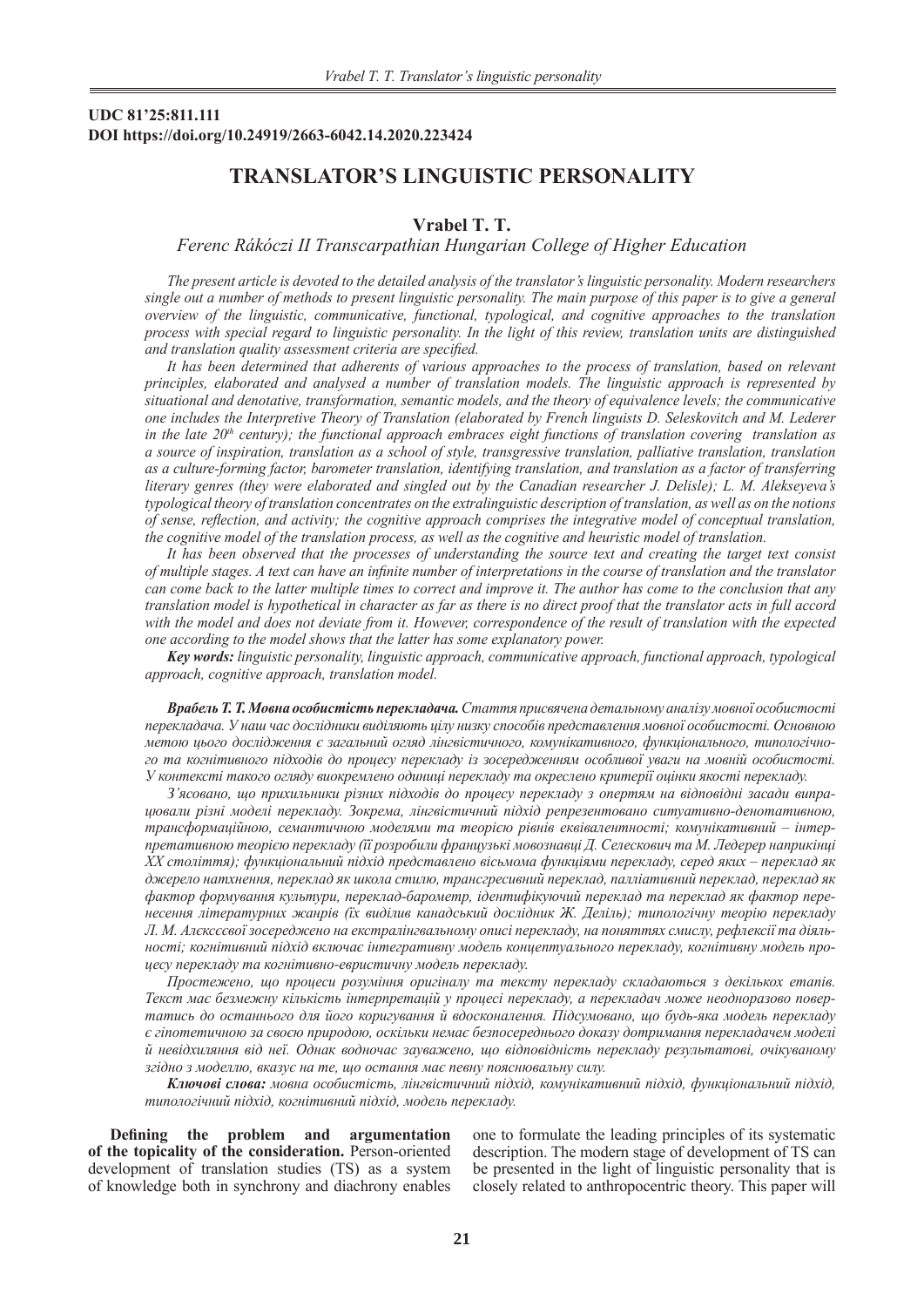**UDC 81'25:811.111**
**DOI https://doi.org/10.24919/2663-6042.14.2020.223424**

# TRANSLATOR'S LINGUISTIC PERSONALITY

**Vrabel T. T.**

*Ferenc Rákóczi II Transcarpathian Hungarian College of Higher Education*

*The present article is devoted to the detailed analysis of the translator's linguistic personality. Modern researchers single out a number of methods to present linguistic personality. The main purpose of this paper is to give a general overview of the linguistic, communicative, functional, typological, and cognitive approaches to the translation process with special regard to linguistic personality. In the light of this review, translation units are distinguished and translation quality assessment criteria are specified.*

*It has been determined that adherents of various approaches to the process of translation, based on relevant principles, elaborated and analysed a number of translation models. The linguistic approach is represented by situational and denotative, transformation, semantic models, and the theory of equivalence levels; the communicative one includes the Interpretive Theory of Translation (elaborated by French linguists D. Seleskovitch and M. Lederer in the late 20th century); the functional approach embraces eight functions of translation covering translation as a source of inspiration, translation as a school of style, transgressive translation, palliative translation, translation as a culture-forming factor, barometer translation, identifying translation, and translation as a factor of transferring literary genres (they were elaborated and singled out by the Canadian researcher J. Delisle); L. M. Alekseyeva's typological theory of translation concentrates on the extralinguistic description of translation, as well as on the notions of sense, reflection, and activity; the cognitive approach comprises the integrative model of conceptual translation, the cognitive model of the translation process, as well as the cognitive and heuristic model of translation.*

*It has been observed that the processes of understanding the source text and creating the target text consist of multiple stages. A text can have an infinite number of interpretations in the course of translation and the translator can come back to the latter multiple times to correct and improve it. The author has come to the conclusion that any translation model is hypothetical in character as far as there is no direct proof that the translator acts in full accord with the model and does not deviate from it. However, correspondence of the result of translation with the expected one according to the model shows that the latter has some explanatory power.*

***Key words:*** *linguistic personality, linguistic approach, communicative approach, functional approach, typological approach, cognitive approach, translation model.*

***Врабель Т. Т. Мовна особистість перекладача.*** *Стаття присвячена детальному аналізу мовної особистості перекладача. У наш час дослідники виділяють цілу низку способів представлення мовної особистості. Основною метою цього дослідження є загальний огляд лінгвістичного, комунікативного, функціонального, типологічного та когнітивного підходів до процесу перекладу із зосередженням особливої уваги на мовній особистості. У контексті такого огляду виокремлено одиниці перекладу та окреслено критерії оцінки якості перекладу.*

*З'ясовано, що прихильники різних підходів до процесу перекладу з опертям на відповідні засади випрацювали різні моделі перекладу. Зокрема, лінгвістичний підхід репрезентовано ситуативно-денотативною, трансформаційною, семантичною моделями та теорією рівнів еквівалентності; комунікативний – інтерпретативною теорією перекладу (її розробили французькі мовознавці Д. Селескович та М. Ледерер наприкінці XX століття); функціональний підхід представлено вісьмома функціями перекладу, серед яких – переклад як джерело натхнення, переклад як школа стилю, трансгресивний переклад, палліативний переклад, переклад як фактор формування культури, переклад-барометр, ідентифікуючий переклад та переклад як фактор перенесення літературних жанрів (їх виділив канадський дослідник Ж. Деліль); типологічну теорію перекладу Л. М. Алєксєєвої зосереджено на екстралінгвальному описі перекладу, на поняттях смислу, рефлексії та діяльності; когнітивний підхід включає інтегративну модель концептуального перекладу, когнітивну модель процесу перекладу та когнітивно-евристичну модель перекладу.*

*Простежено, що процеси розуміння оригіналу та тексту перекладу складаються з декількох етапів. Текст має безмежну кількість інтерпретацій у процесі перекладу, а перекладач може неодноразово повертатись до останнього для його коригування й вдосконалення. Підсумовано, що будь-яка модель перекладу є гіпотетичною за своєю природою, оскільки немає безпосереднього доказу дотримання перекладачем моделі й невідхиляння від неї. Однак водночас зауважено, що відповідність перекладу результатові, очікуваному згідно з моделлю, вказує на те, що остання має певну пояснювальну силу.*

***Ключові слова:*** *мовна особистість, лінгвістичний підхід, комунікативний підхід, функціональний підхід, типологічний підхід, когнітивний підхід, модель перекладу.*

**Defining the problem and argumentation of the topicality of the consideration.** Person-oriented development of translation studies (TS) as a system of knowledge both in synchrony and diachrony enables one to formulate the leading principles of its systematic description. The modern stage of development of TS can be presented in the light of linguistic personality that is closely related to anthropocentric theory. This paper will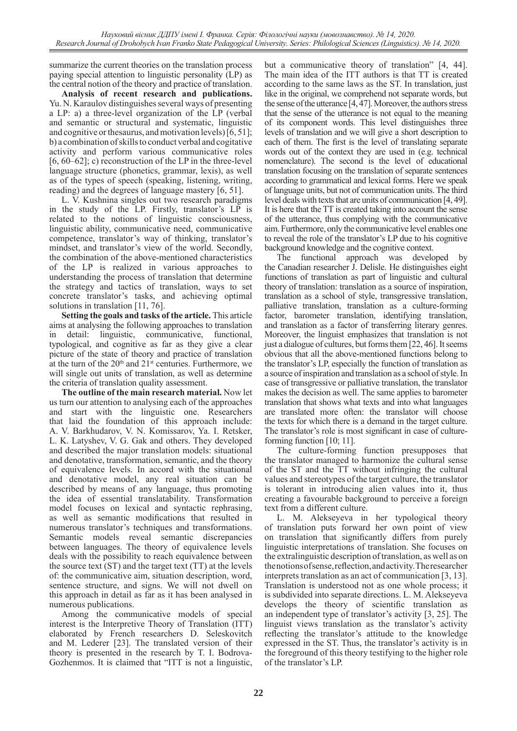summarize the current theories on the translation process paying special attention to linguistic personality (LP) as the central notion of the theory and practice of translation.

**Analysis of recent research and publications.** Yu. N. Karaulov distinguishes several ways of presenting a LP: a) a three-level organization of the LP (verbal and semantic or structural and systematic, linguistic and cognitive or thesaurus, and motivation levels) [6, 51]; b) a combination of skills to conduct verbal and cogitative activity and perform various communicative roles [6, 60–62]; c) reconstruction of the LP in the three-level language structure (phonetics, grammar, lexis), as well as of the types of speech (speaking, listening, writing, reading) and the degrees of language mastery [6, 51].

L. V. Kushnina singles out two research paradigms in the study of the LP. Firstly, translator's LP is related to the notions of linguistic consciousness, linguistic ability, communicative need, communicative competence, translator's way of thinking, translator's mindset, and translator's view of the world. Secondly, the combination of the above-mentioned characteristics of the LP is realized in various approaches to understanding the process of translation that determine the strategy and tactics of translation, ways to set concrete translator's tasks, and achieving optimal solutions in translation [11, 76].

**Setting the goals and tasks of the article.** This article aims at analysing the following approaches to translation in detail: linguistic, communicative, functional, typological, and cognitive as far as they give a clear picture of the state of theory and practice of translation at the turn of the 20th and 21st centuries. Furthermore, we will single out units of translation, as well as determine the criteria of translation quality assessment.

**The outline of the main research material.** Now let us turn our attention to analysing each of the approaches and start with the linguistic one. Researchers that laid the foundation of this approach include: A. V. Barkhudarov, V. N. Komissarov, Ya. I. Retsker, L. K. Latyshev, V. G. Gak and others. They developed and described the major translation models: situational and denotative, transformation, semantic, and the theory of equivalence levels. In accord with the situational and denotative model, any real situation can be described by means of any language, thus promoting the idea of essential translatability. Transformation model focuses on lexical and syntactic rephrasing, as well as semantic modifications that resulted in numerous translator's techniques and transformations. Semantic models reveal semantic discrepancies between languages. The theory of equivalence levels deals with the possibility to reach equivalence between the source text (ST) and the target text (TT) at the levels of: the communicative aim, situation description, word, sentence structure, and signs. We will not dwell on this approach in detail as far as it has been analysed in numerous publications.

Among the communicative models of special interest is the Interpretive Theory of Translation (ITT) elaborated by French researchers D. Seleskovitch and M. Lederer [23]. The translated version of their theory is presented in the research by T. I. Bodrova-Gozhenmos. It is claimed that "ITT is not a linguistic, but a communicative theory of translation" [4, 44]. The main idea of the ITT authors is that TT is created according to the same laws as the ST. In translation, just like in the original, we comprehend not separate words, but the sense of the utterance [4, 47]. Moreover, the authors stress that the sense of the utterance is not equal to the meaning of its component words. This level distinguishes three levels of translation and we will give a short description to each of them. The first is the level of translating separate words out of the context they are used in (e.g. technical nomenclature). The second is the level of educational translation focusing on the translation of separate sentences according to grammatical and lexical forms. Here we speak of language units, but not of communication units. The third level deals with texts that are units of communication [4, 49]. It is here that the TT is created taking into account the sense of the utterance, thus complying with the communicative aim. Furthermore, only the communicative level enables one to reveal the role of the translator's LP due to his cognitive background knowledge and the cognitive context.

The functional approach was developed by the Canadian researcher J. Delisle. He distinguishes eight functions of translation as part of linguistic and cultural theory of translation: translation as a source of inspiration, translation as a school of style, transgressive translation, palliative translation, translation as a culture-forming factor, barometer translation, identifying translation, and translation as a factor of transferring literary genres. Moreover, the linguist emphasizes that translation is not just a dialogue of cultures, but forms them [22, 46]. It seems obvious that all the above-mentioned functions belong to the translator's LP, especially the function of translation as a source of inspiration and translation as a school of style. In case of transgressive or palliative translation, the translator makes the decision as well. The same applies to barometer translation that shows what texts and into what languages are translated more often: the translator will choose the texts for which there is a demand in the target culture. The translator's role is most significant in case of culture-forming function [10; 11].

The culture-forming function presupposes that the translator managed to harmonize the cultural sense of the ST and the TT without infringing the cultural values and stereotypes of the target culture, the translator is tolerant in introducing alien values into it, thus creating a favourable background to perceive a foreign text from a different culture.

L. M. Alekseyeva in her typological theory of translation puts forward her own point of view on translation that significantly differs from purely linguistic interpretations of translation. She focuses on the extralinguistic description of translation, as well as on the notions of sense, reflection, and activity. The researcher interprets translation as an act of communication [3, 13]. Translation is understood not as one whole process; it is subdivided into separate directions. L. M. Alekseyeva develops the theory of scientific translation as an independent type of translator's activity [3, 25]. The linguist views translation as the translator's activity reflecting the translator's attitude to the knowledge expressed in the ST. Thus, the translator's activity is in the foreground of this theory testifying to the higher role of the translator's LP.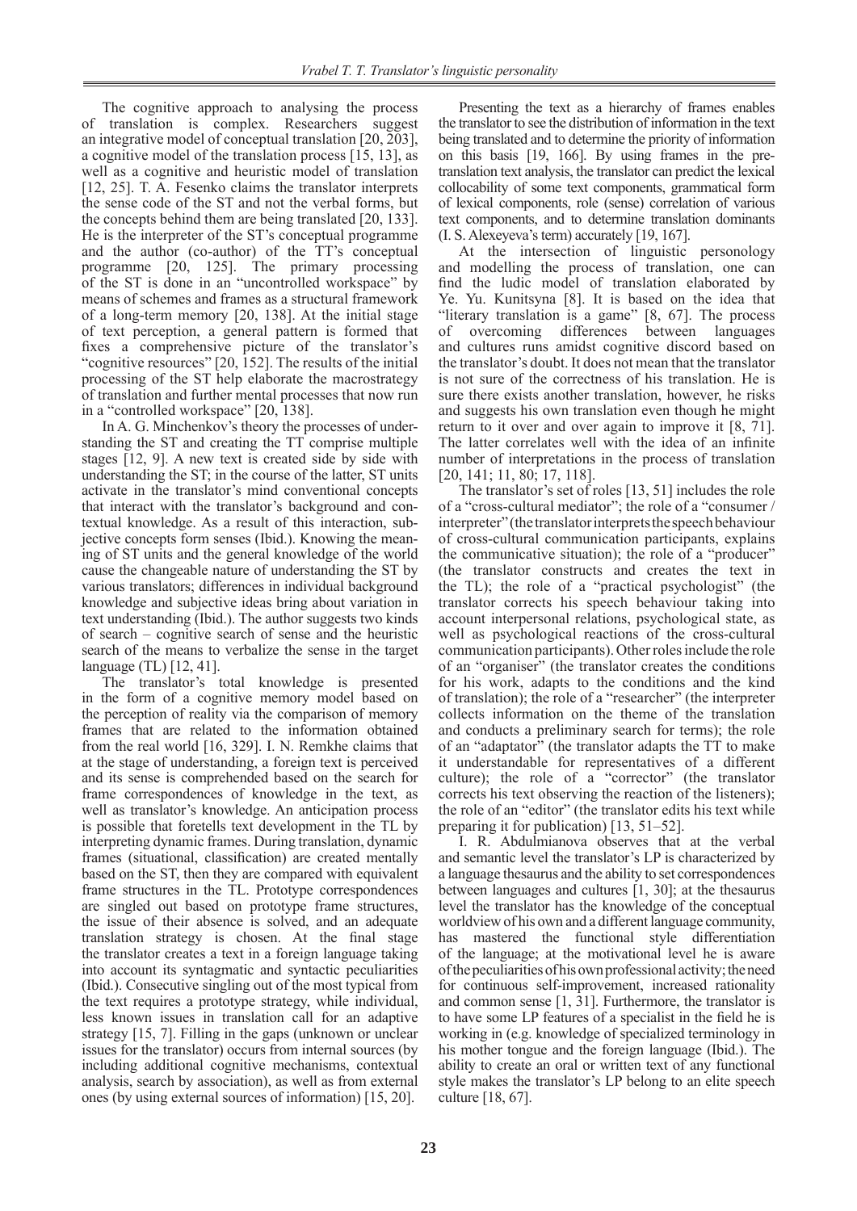The cognitive approach to analysing the process of translation is complex. Researchers suggest an integrative model of conceptual translation [20, 203], a cognitive model of the translation process [15, 13], as well as a cognitive and heuristic model of translation [12, 25]. T. A. Fesenko claims the translator interprets the sense code of the ST and not the verbal forms, but the concepts behind them are being translated [20, 133]. He is the interpreter of the ST's conceptual programme and the author (co-author) of the TT's conceptual programme [20, 125]. The primary processing of the ST is done in an "uncontrolled workspace" by means of schemes and frames as a structural framework of a long-term memory [20, 138]. At the initial stage of text perception, a general pattern is formed that fixes a comprehensive picture of the translator's "cognitive resources" [20, 152]. The results of the initial processing of the ST help elaborate the macrostrategy of translation and further mental processes that now run in a "controlled workspace" [20, 138].

In A. G. Minchenkov's theory the processes of understanding the ST and creating the TT comprise multiple stages [12, 9]. A new text is created side by side with understanding the ST; in the course of the latter, ST units activate in the translator's mind conventional concepts that interact with the translator's background and contextual knowledge. As a result of this interaction, subjective concepts form senses (Ibid.). Knowing the meaning of ST units and the general knowledge of the world cause the changeable nature of understanding the ST by various translators; differences in individual background knowledge and subjective ideas bring about variation in text understanding (Ibid.). The author suggests two kinds of search – cognitive search of sense and the heuristic search of the means to verbalize the sense in the target language (TL) [12, 41].

The translator's total knowledge is presented in the form of a cognitive memory model based on the perception of reality via the comparison of memory frames that are related to the information obtained from the real world [16, 329]. I. N. Remkhe claims that at the stage of understanding, a foreign text is perceived and its sense is comprehended based on the search for frame correspondences of knowledge in the text, as well as translator's knowledge. An anticipation process is possible that foretells text development in the TL by interpreting dynamic frames. During translation, dynamic frames (situational, classification) are created mentally based on the ST, then they are compared with equivalent frame structures in the TL. Prototype correspondences are singled out based on prototype frame structures, the issue of their absence is solved, and an adequate translation strategy is chosen. At the final stage the translator creates a text in a foreign language taking into account its syntagmatic and syntactic peculiarities (Ibid.). Consecutive singling out of the most typical from the text requires a prototype strategy, while individual, less known issues in translation call for an adaptive strategy [15, 7]. Filling in the gaps (unknown or unclear issues for the translator) occurs from internal sources (by including additional cognitive mechanisms, contextual analysis, search by association), as well as from external ones (by using external sources of information) [15, 20].

Presenting the text as a hierarchy of frames enables the translator to see the distribution of information in the text being translated and to determine the priority of information on this basis [19, 166]. By using frames in the pre-translation text analysis, the translator can predict the lexical collocability of some text components, grammatical form of lexical components, role (sense) correlation of various text components, and to determine translation dominants (I. S. Alexeyeva's term) accurately [19, 167].

At the intersection of linguistic personology and modelling the process of translation, one can find the ludic model of translation elaborated by Ye. Yu. Kunitsyna [8]. It is based on the idea that "literary translation is a game" [8, 67]. The process of overcoming differences between languages and cultures runs amidst cognitive discord based on the translator's doubt. It does not mean that the translator is not sure of the correctness of his translation. He is sure there exists another translation, however, he risks and suggests his own translation even though he might return to it over and over again to improve it [8, 71]. The latter correlates well with the idea of an infinite number of interpretations in the process of translation [20, 141; 11, 80; 17, 118].

The translator's set of roles [13, 51] includes the role of a "cross-cultural mediator"; the role of a "consumer / interpreter" (the translator interprets the speech behaviour of cross-cultural communication participants, explains the communicative situation); the role of a "producer" (the translator constructs and creates the text in the TL); the role of a "practical psychologist" (the translator corrects his speech behaviour taking into account interpersonal relations, psychological state, as well as psychological reactions of the cross-cultural communication participants). Other roles include the role of an "organiser" (the translator creates the conditions for his work, adapts to the conditions and the kind of translation); the role of a "researcher" (the interpreter collects information on the theme of the translation and conducts a preliminary search for terms); the role of an "adaptator" (the translator adapts the TT to make it understandable for representatives of a different culture); the role of a "corrector" (the translator corrects his text observing the reaction of the listeners); the role of an "editor" (the translator edits his text while preparing it for publication) [13, 51–52].

I. R. Abdulmianova observes that at the verbal and semantic level the translator's LP is characterized by a language thesaurus and the ability to set correspondences between languages and cultures [1, 30]; at the thesaurus level the translator has the knowledge of the conceptual worldview of his own and a different language community, has mastered the functional style differentiation of the language; at the motivational level he is aware of the peculiarities of his own professional activity; the need for continuous self-improvement, increased rationality and common sense [1, 31]. Furthermore, the translator is to have some LP features of a specialist in the field he is working in (e.g. knowledge of specialized terminology in his mother tongue and the foreign language (Ibid.). The ability to create an oral or written text of any functional style makes the translator's LP belong to an elite speech culture [18, 67].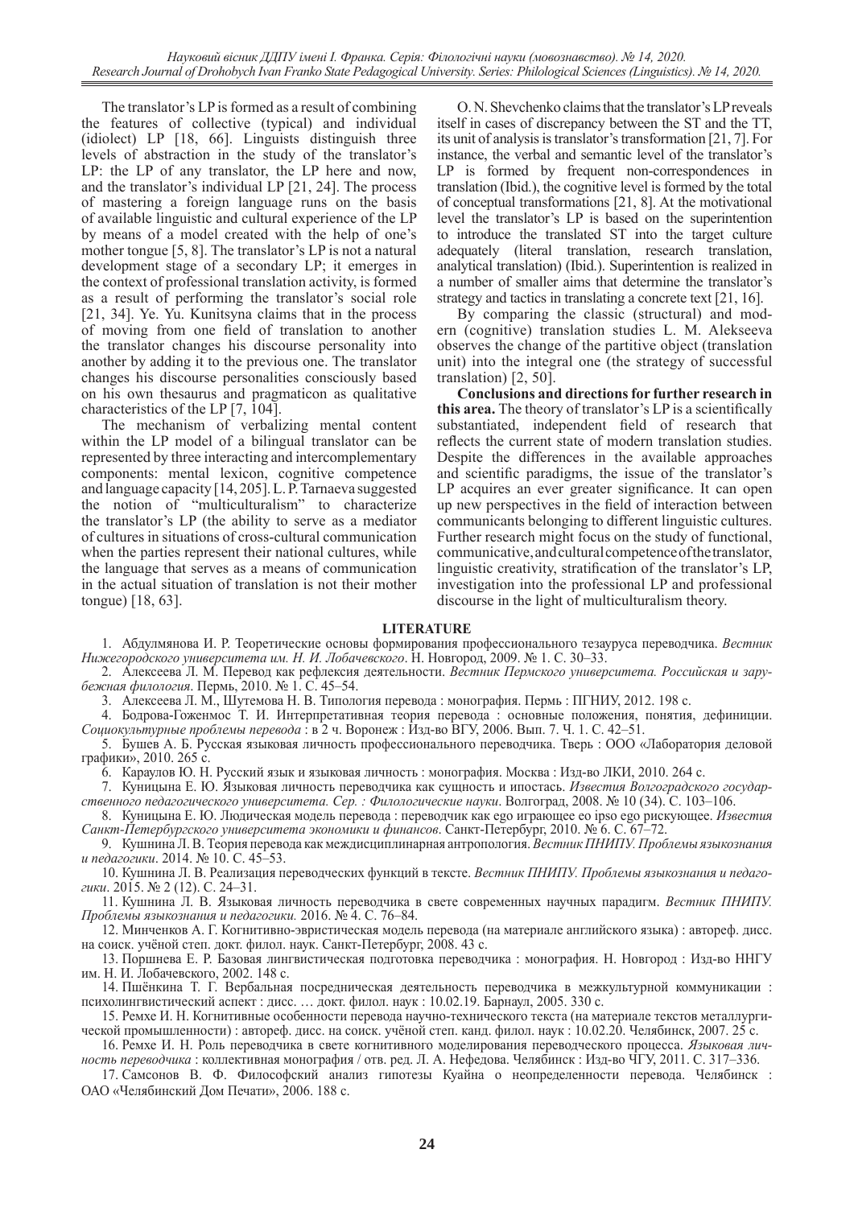The translator's LP is formed as a result of combining the features of collective (typical) and individual (idiolect) LP [18, 66]. Linguists distinguish three levels of abstraction in the study of the translator's LP: the LP of any translator, the LP here and now, and the translator's individual LP [21, 24]. The process of mastering a foreign language runs on the basis of available linguistic and cultural experience of the LP by means of a model created with the help of one's mother tongue [5, 8]. The translator's LP is not a natural development stage of a secondary LP; it emerges in the context of professional translation activity, is formed as a result of performing the translator's social role [21, 34]. Ye. Yu. Kunitsyna claims that in the process of moving from one field of translation to another the translator changes his discourse personality into another by adding it to the previous one. The translator changes his discourse personalities consciously based on his own thesaurus and pragmaticon as qualitative characteristics of the LP [7, 104].

The mechanism of verbalizing mental content within the LP model of a bilingual translator can be represented by three interacting and intercomplementary components: mental lexicon, cognitive competence and language capacity [14, 205]. L. P. Tarnaeva suggested the notion of "multiculturalism" to characterize the translator's LP (the ability to serve as a mediator of cultures in situations of cross-cultural communication when the parties represent their national cultures, while the language that serves as a means of communication in the actual situation of translation is not their mother tongue) [18, 63].

O. N. Shevchenko claims that the translator's LP reveals itself in cases of discrepancy between the ST and the TT, its unit of analysis is translator's transformation [21, 7]. For instance, the verbal and semantic level of the translator's LP is formed by frequent non-correspondences in translation (Ibid.), the cognitive level is formed by the total of conceptual transformations [21, 8]. At the motivational level the translator's LP is based on the superintention to introduce the translated ST into the target culture adequately (literal translation, research translation, analytical translation) (Ibid.). Superintention is realized in a number of smaller aims that determine the translator's strategy and tactics in translating a concrete text [21, 16].

By comparing the classic (structural) and modern (cognitive) translation studies L. M. Alekseeva observes the change of the partitive object (translation unit) into the integral one (the strategy of successful translation) [2, 50].

**Conclusions and directions for further research in this area.** The theory of translator's LP is a scientifically substantiated, independent field of research that reflects the current state of modern translation studies. Despite the differences in the available approaches and scientific paradigms, the issue of the translator's LP acquires an ever greater significance. It can open up new perspectives in the field of interaction between communicants belonging to different linguistic cultures. Further research might focus on the study of functional, communicative, and cultural competence of the translator, linguistic creativity, stratification of the translator's LP, investigation into the professional LP and professional discourse in the light of multiculturalism theory.

## LITERATURE

1. Абдулмянова И. Р. Теоретические основы формирования профессионального тезауруса переводчика. *Вестник Нижегородского университета им. Н. И. Лобачевского*. Н. Новгород, 2009. № 1. С. 30–33.
2. Алексеева Л. М. Перевод как рефлексия деятельности. *Вестник Пермского университета. Российская и зарубежная филология*. Пермь, 2010. № 1. С. 45–54.
3. Алексеева Л. М., Шутемова Н. В. Типология перевода : монография. Пермь : ПГНИУ, 2012. 198 с.
4. Бодрова-Гоженмос Т. И. Интерпретативная теория перевода : основные положения, понятия, дефиниции. *Социокультурные проблемы перевода* : в 2 ч. Воронеж : Изд-во ВГУ, 2006. Вып. 7. Ч. 1. С. 42–51.
5. Бушев А. Б. Русская языковая личность профессионального переводчика. Тверь : ООО «Лаборатория деловой графики», 2010. 265 с.
6. Караулов Ю. Н. Русский язык и языковая личность : монография. Москва : Изд-во ЛКИ, 2010. 264 с.
7. Куницына Е. Ю. Языковая личность переводчика как сущность и ипостась. *Известия Волгоградского государственного педагогического университета. Сер. : Филологические науки*. Волгоград, 2008. № 10 (34). С. 103–106.
8. Куницына Е. Ю. Людическая модель перевода : переводчик как ego играющее ео ipso ego рискующее. *Известия Санкт-Петербургского университета экономики и финансов*. Санкт-Петербург, 2010. № 6. С. 67–72.
9. Кушнина Л. В. Теория перевода как междисциплинарная антропология. *Вестник ПНИПУ. Проблемы языкознания и педагогики*. 2014. № 10. С. 45–53.
10. Кушнина Л. В. Реализация переводческих функций в тексте. *Вестник ПНИПУ. Проблемы языкознания и педагогики*. 2015. № 2 (12). С. 24–31.
11. Кушнина Л. В. Языковая личность переводчика в свете современных научных парадигм. *Вестник ПНИПУ. Проблемы языкознания и педагогики.* 2016. № 4. С. 76–84.
12. Минченков А. Г. Когнитивно-эвристическая модель перевода (на материале английского языка) : автореф. дисс. на соиск. учёной степ. докт. филол. наук. Санкт-Петербург, 2008. 43 с.
13. Поршнева Е. Р. Базовая лингвистическая подготовка переводчика : монография. Н. Новгород : Изд-во ННГУ им. Н. И. Лобачевского, 2002. 148 с.
14. Пшёнкина Т. Г. Вербальная посредническая деятельность переводчика в межкультурной коммуникации : психолингвистический аспект : дисс. … докт. филол. наук : 10.02.19. Барнаул, 2005. 330 с.
15. Ремхе И. Н. Когнитивные особенности перевода научно-технического текста (на материале текстов металлургической промышленности) : автореф. дисс. на соиск. учёной степ. канд. филол. наук : 10.02.20. Челябинск, 2007. 25 с.
16. Ремхе И. Н. Роль переводчика в свете когнитивного моделирования переводческого процесса. *Языковая личность переводчика* : коллективная монография / отв. ред. Л. А. Нефедова. Челябинск : Изд-во ЧГУ, 2011. С. 317–336.
17. Самсонов В. Ф. Философский анализ гипотезы Куайна о неопределенности перевода. Челябинск : ОАО «Челябинский Дом Печати», 2006. 188 с.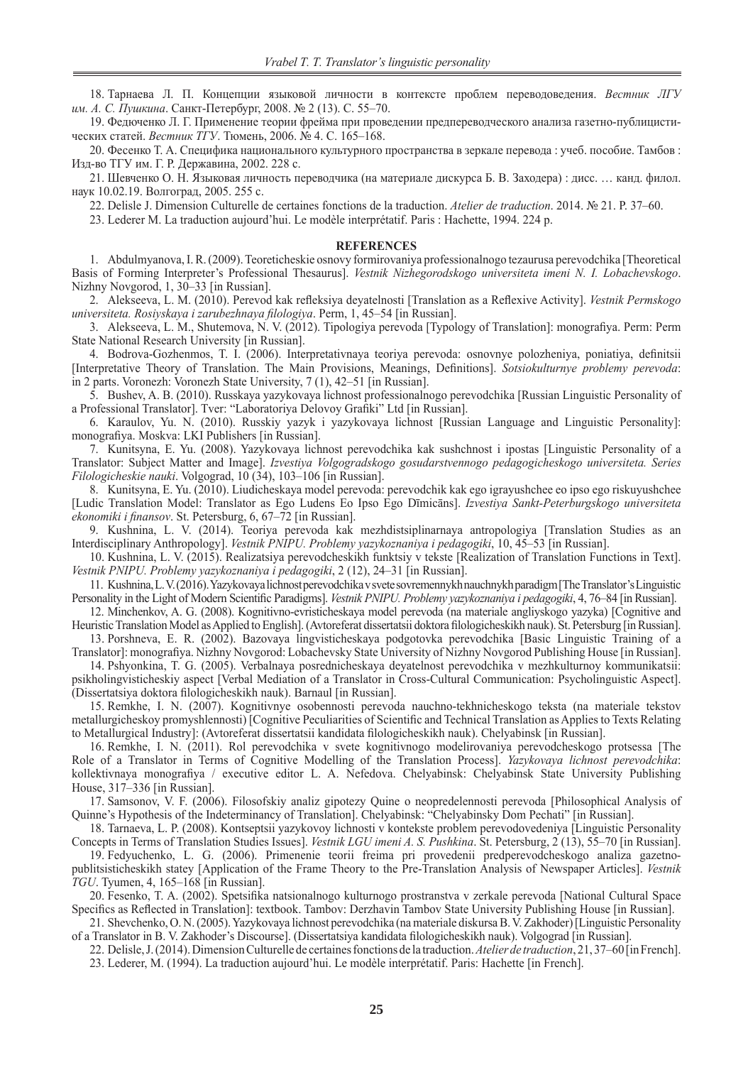18. Тарнаева Л. П. Концепции языковой личности в контексте проблем переводоведения. *Вестник ЛГУ им. А. С. Пушкина*. Санкт-Петербург, 2008. № 2 (13). С. 55–70.

19. Федюченко Л. Г. Применение теории фрейма при проведении предпереводческого анализа газетно-публицистических статей. *Вестник ТГУ*. Тюмень, 2006. № 4. С. 165–168.

20. Фесенко Т. А. Специфика национального культурного пространства в зеркале перевода : учеб. пособие. Тамбов : Изд-во ТГУ им. Г. Р. Державина, 2002. 228 с.

21. Шевченко О. Н. Языковая личность переводчика (на материале дискурса Б. В. Заходера) : дисс. … канд. филол. наук 10.02.19. Волгоград, 2005. 255 с.

22. Delisle J. Dimension Culturelle de certaines fonctions de la traduction. *Atelier de traduction*. 2014. № 21. P. 37–60.

23. Lederer M. La traduction aujourd'hui. Le modèle interprétatif. Paris : Hachette, 1994. 224 p.

## REFERENCES

1. Abdulmyanova, I. R. (2009). Teoreticheskie osnovy formirovaniya professionalnogo tezaurusa perevodchika [Theoretical Basis of Forming Interpreter's Professional Thesaurus]. *Vestnik Nizhegorodskogo universiteta imeni N. I. Lobachevskogo*. Nizhny Novgorod, 1, 30–33 [in Russian].

2. Alekseeva, L. M. (2010). Perevod kak refleksiya deyatelnosti [Translation as a Reflexive Activity]. *Vestnik Permskogo universiteta. Rosiyskaya i zarubezhnaya filologiya*. Perm, 1, 45–54 [in Russian].

3. Alekseeva, L. M., Shutemova, N. V. (2012). Tipologiya perevoda [Typology of Translation]: monografiya. Perm: Perm State National Research University [in Russian].

4. Bodrova-Gozhenmos, T. I. (2006). Interpretativnaya teoriya perevoda: osnovnye polozheniya, poniatiya, definitsii [Interpretative Theory of Translation. The Main Provisions, Meanings, Definitions]. *Sotsiokulturnye problemy perevoda*: in 2 parts. Voronezh: Voronezh State University, 7 (1), 42–51 [in Russian].

5. Bushev, A. B. (2010). Russkaya yazykovaya lichnost professionalnogo perevodchika [Russian Linguistic Personality of a Professional Translator]. Tver: "Laboratoriya Delovoy Grafiki" Ltd [in Russian].

6. Karaulov, Yu. N. (2010). Russkiy yazyk i yazykovaya lichnost [Russian Language and Linguistic Personality]: monografiya. Moskva: LKI Publishers [in Russian].

7. Kunitsyna, E. Yu. (2008). Yazykovaya lichnost perevodchika kak sushchnost i ipostas [Linguistic Personality of a Translator: Subject Matter and Image]. *Izvestiya Volgogradskogo gosudarstvennogo pedagogicheskogo universiteta. Series Filologicheskie nauki*. Volgograd, 10 (34), 103–106 [in Russian].

8. Kunitsyna, E. Yu. (2010). Liudicheskaya model perevoda: perevodchik kak ego igrayushchee eo ipso ego riskuyushchee [Ludic Translation Model: Translator as Ego Ludens Eo Ipso Ego Dīmicāns]. *Izvestiya Sankt-Peterburgskogo universiteta ekonomiki i finansov*. St. Petersburg, 6, 67–72 [in Russian].

9. Kushnina, L. V. (2014). Teoriya perevoda kak mezhdistsiplinarnaya antropologiya [Translation Studies as an Interdisciplinary Anthropology]. *Vestnik PNIPU. Problemy yazykoznaniya i pedagogiki*, 10, 45–53 [in Russian].

10. Kushnina, L. V. (2015). Realizatsiya perevodcheskikh funktsiy v tekste [Realization of Translation Functions in Text]. *Vestnik PNIPU. Problemy yazykoznaniya i pedagogiki*, 2 (12), 24–31 [in Russian].

11. Kushnina, L. V. (2016). Yazykovaya lichnost perevodchika v svete sovremennykh nauchnykh paradigm [The Translator's Linguistic Personality in the Light of Modern Scientific Paradigms]. *Vestnik PNIPU. Problemy yazykoznaniya i pedagogiki*, 4, 76–84 [in Russian].

12. Minchenkov, A. G. (2008). Kognitivno-evristicheskaya model perevoda (na materiale angliyskogo yazyka) [Cognitive and Heuristic Translation Model as Applied to English]. (Avtoreferat dissertatsii doktora filologicheskikh nauk). St. Petersburg [in Russian].

13. Porshneva, E. R. (2002). Bazovaya lingvisticheskaya podgotovka perevodchika [Basic Linguistic Training of a Translator]: monografiya. Nizhny Novgorod: Lobachevsky State University of Nizhny Novgorod Publishing House [in Russian].

14. Pshyonkina, T. G. (2005). Verbalnaya posrednicheskaya deyatelnost perevodchika v mezhkulturnoy kommunikatsii: psikholingvisticheskiy aspect [Verbal Mediation of a Translator in Cross-Cultural Communication: Psycholinguistic Aspect]. (Dissertatsiya doktora filologicheskikh nauk). Barnaul [in Russian].

15. Remkhe, I. N. (2007). Kognitivnye osobennosti perevoda nauchno-tekhnicheskogo teksta (na materiale tekstov metallurgicheskoy promyshlennosti) [Cognitive Peculiarities of Scientific and Technical Translation as Applies to Texts Relating to Metallurgical Industry]: (Avtoreferat dissertatsii kandidata filologicheskikh nauk). Chelyabinsk [in Russian].

16. Remkhe, I. N. (2011). Rol perevodchika v svete kognitivnogo modelirovaniya perevodcheskogo protsessa [The Role of a Translator in Terms of Cognitive Modelling of the Translation Process]. *Yazykovaya lichnost perevodchika*: kollektivnaya monografiya / executive editor L. A. Nefedova. Chelyabinsk: Chelyabinsk State University Publishing House, 317–336 [in Russian].

17. Samsonov, V. F. (2006). Filosofskiy analiz gipotezy Quine o neopredelennosti perevoda [Philosophical Analysis of Quinne's Hypothesis of the Indeterminancy of Translation]. Chelyabinsk: "Chelyabinsky Dom Pechati" [in Russian].

18. Tarnaeva, L. P. (2008). Kontseptsii yazykovoy lichnosti v kontekste problem perevodovedeniya [Linguistic Personality Concepts in Terms of Translation Studies Issues]. *Vestnik LGU imeni A. S. Pushkina*. St. Petersburg, 2 (13), 55–70 [in Russian].

19. Fedyuchenko, L. G. (2006). Primenenie teorii freima pri provedenii predperevodcheskogo analiza gazetno-publitsisticheskikh statey [Application of the Frame Theory to the Pre-Translation Analysis of Newspaper Articles]. *Vestnik TGU*. Tyumen, 4, 165–168 [in Russian].

20. Fesenko, T. A. (2002). Spetsifika natsionalnogo kulturnogo prostranstva v zerkale perevoda [National Cultural Space Specifics as Reflected in Translation]: textbook. Tambov: Derzhavin Tambov State University Publishing House [in Russian].

21. Shevchenko, O. N. (2005). Yazykovaya lichnost perevodchika (na materiale diskursa B. V. Zakhoder) [Linguistic Personality of a Translator in B. V. Zakhoder's Discourse]. (Dissertatsiya kandidata filologicheskikh nauk). Volgograd [in Russian].

22. Delisle, J. (2014). Dimension Culturelle de certaines fonctions de la traduction. *Atelier de traduction*, 21, 37–60 [in French].

23. Lederer, M. (1994). La traduction aujourd'hui. Le modèle interprétatif. Paris: Hachette [in French].